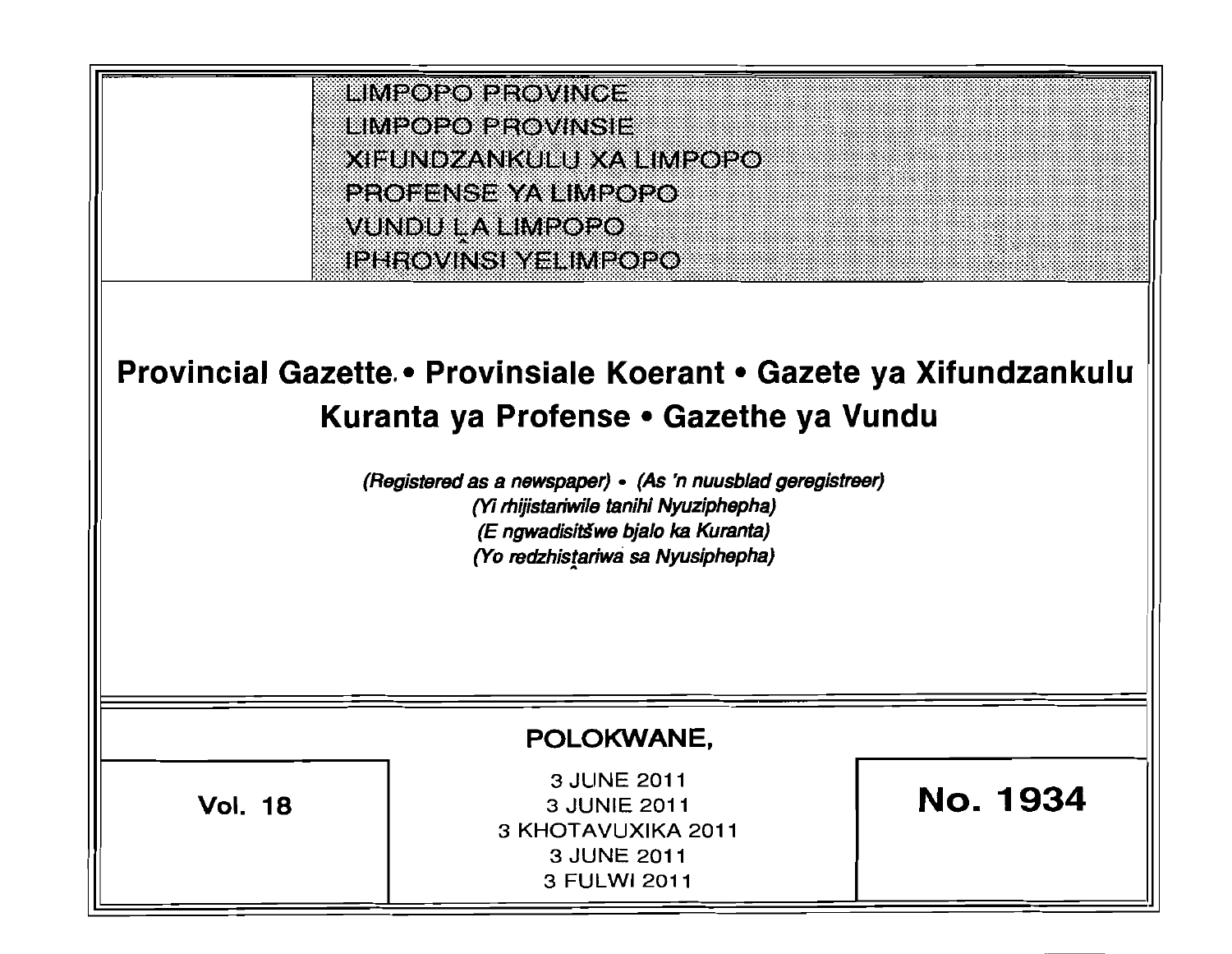LIMPOPO PROVINCE
LIMPOPO PROVINSIE
XIFUNDZANKULU XA LIMPOPO
PROFENSE YA LIMPOPO
VUNDU LA LIMPOPO
IPHROVINSI YELIMPOPO

# Provincial Gazette • Provinsiale Koerant • Gazete ya Xifundzankulu Kuranta ya Profense • Gazethe ya Vundu

*(Registered as a newspaper) • (As 'n nuusblad geregistreer)*
*(Yi rhijistariwile tanihi Nyuziphepha)*
*(E ngwadisitšwe bjalo ka Kuranta)*
*(Yo redzhistariwa sa Nyusiphepha)*

**POLOKWANE,**

**Vol. 18**

3 JUNE 2011
3 JUNIE 2011
3 KHOTAVUXIKA 2011
3 JUNE 2011
3 FULWI 2011

**No. 1934**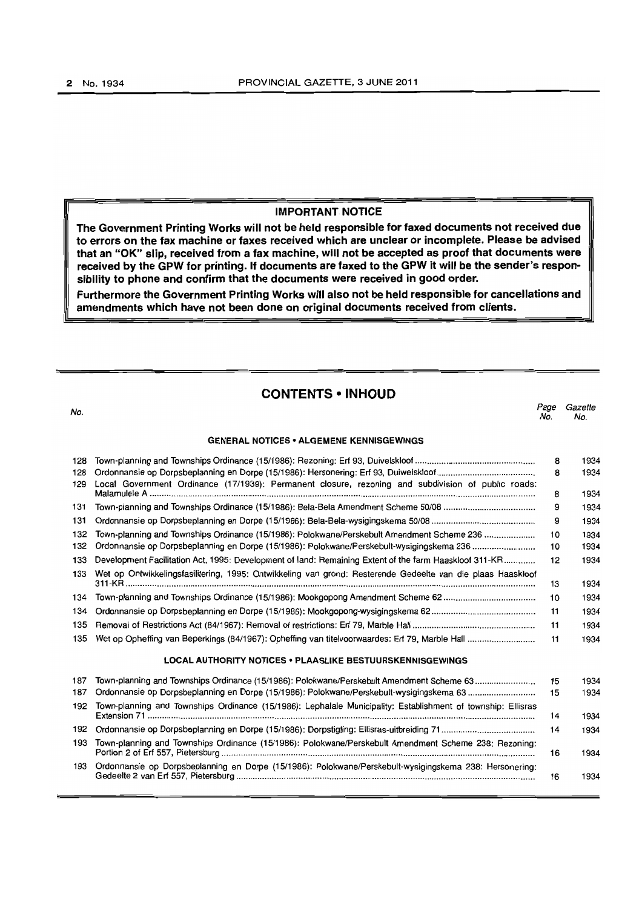**IMPORTANT NOTICE**

**The Government Printing Works will not be held responsible for faxed documents not received due to errors on the fax machine or faxes received which are unclear or incomplete. Please be advised that an "OK" slip, received from a fax machine, will not be accepted as proof that documents were received by the GPW for printing. If documents are faxed to the GPW it will be the sender's responsibility to phone and confirm that the documents were received in good order.**

**Furthermore the Government Printing Works will also not be held responsible for cancellations and amendments which have not been done on original documents received from clients.**

## CONTENTS • INHOUD

| No. | | Page No. | Gazette No. |
|---|---|---|---|
| | **GENERAL NOTICES • ALGEMENE KENNISGEWINGS** | | |
| 128 | Town-planning and Townships Ordinance (15/1986): Rezoning: Erf 93, Duivelskloof | 8 | 1934 |
| 128 | Ordonnansie op Dorpsbeplanning en Dorpe (15/1986): Hersonering: Erf 93, Duiwelskloof | 8 | 1934 |
| 129 | Local Government Ordinance (17/1939): Permanent closure, rezoning and subdivision of public roads: Malamulele A | 8 | 1934 |
| 131 | Town-planning and Townships Ordinance (15/1986): Bela-Bela Amendment Scheme 50/08 | 9 | 1934 |
| 131 | Ordonnansie op Dorpsbeplanning en Dorpe (15/1986): Bela-Bela-wysigingskema 50/08 | 9 | 1934 |
| 132 | Town-planning and Townships Ordinance (15/1986): Polokwane/Perskebult Amendment Scheme 236 | 10 | 1934 |
| 132 | Ordonnansie op Dorpsbeplanning en Dorpe (15/1986): Polokwane/Perskebult-wysigingskema 236 | 10 | 1934 |
| 133 | Development Facilitation Act, 1995: Development of land: Remaining Extent of the farm Haaskloof 311-KR | 12 | 1934 |
| 133 | Wet op Ontwikkelingsfasilitering, 1995: Ontwikkeling van grond: Resterende Gedeelte van die plaas Haaskloof 311-KR | 13 | 1934 |
| 134 | Town-planning and Townships Ordinance (15/1986): Mookgopong Amendment Scheme 62 | 10 | 1934 |
| 134 | Ordonnansie op Dorpsbeplanning en Dorpe (15/1986): Mookgopong-wysigingskema 62 | 11 | 1934 |
| 135 | Removal of Restrictions Act (84/1967): Removal of restrictions: Erf 79, Marble Hall | 11 | 1934 |
| 135 | Wet op Opheffing van Beperkings (84/1967): Opheffing van titelvoorwaardes: Erf 79, Marble Hall | 11 | 1934 |
| | **LOCAL AUTHORITY NOTICES • PLAASLIKE BESTUURSKENNISGEWINGS** | | |
| 187 | Town-planning and Townships Ordinance (15/1986): Polokwane/Perskebult Amendment Scheme 63 | 15 | 1934 |
| 187 | Ordonnansie op Dorpsbeplanning en Dorpe (15/1986): Polokwane/Perskebult-wysigingskema 63 | 15 | 1934 |
| 192 | Town-planning and Townships Ordinance (15/1986): Lephalale Municipality: Establishment of township: Ellisras Extension 71 | 14 | 1934 |
| 192 | Ordonnansie op Dorpsbeplanning en Dorpe (15/1986): Dorpstigting: Ellisras-uitbreiding 71 | 14 | 1934 |
| 193 | Town-planning and Townships Ordinance (15/1986): Polokwane/Perskebult Amendment Scheme 238: Rezoning: Portion 2 of Erf 557, Pietersburg | 16 | 1934 |
| 193 | Ordonnansie op Dorpsbeplanning en Dorpe (15/1986): Polokwane/Perskebult-wysigingskema 238: Hersonering: Gedeelte 2 van Erf 557, Pietersburg | 16 | 1934 |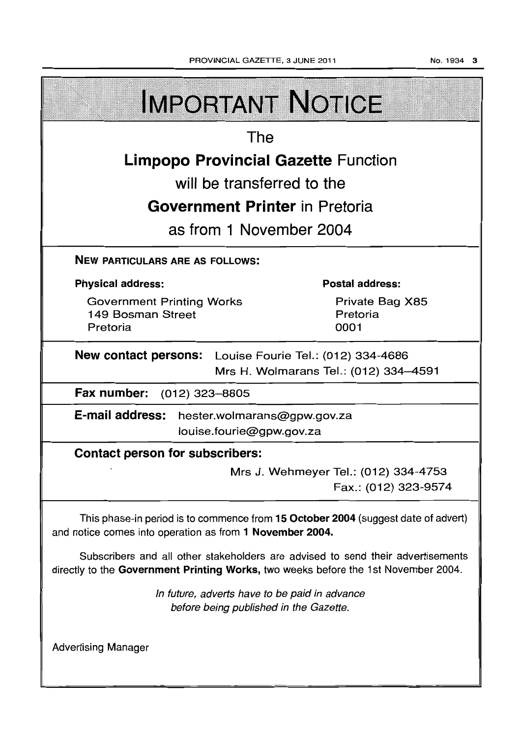# IMPORTANT NOTICE

## The
## Limpopo Provincial Gazette Function
## will be transferred to the
## Government Printer in Pretoria
## as from 1 November 2004

**NEW PARTICULARS ARE AS FOLLOWS:**

**Physical address:**

Government Printing Works
149 Bosman Street
Pretoria

**Postal address:**

Private Bag X85
Pretoria
0001

**New contact persons:** Louise Fourie Tel.: (012) 334-4686
Mrs H. Wolmarans Tel.: (012) 334–4591

**Fax number:** (012) 323–8805

**E-mail address:** hester.wolmarans@gpw.gov.za
louise.fourie@gpw.gov.za

**Contact person for subscribers:**

Mrs J. Wehmeyer Tel.: (012) 334-4753
Fax.: (012) 323-9574

This phase-in period is to commence from **15 October 2004** (suggest date of advert) and notice comes into operation as from **1 November 2004.**

Subscribers and all other stakeholders are advised to send their advertisements directly to the **Government Printing Works,** two weeks before the 1st November 2004.

*In future, adverts have to be paid in advance before being published in the Gazette.*

Advertising Manager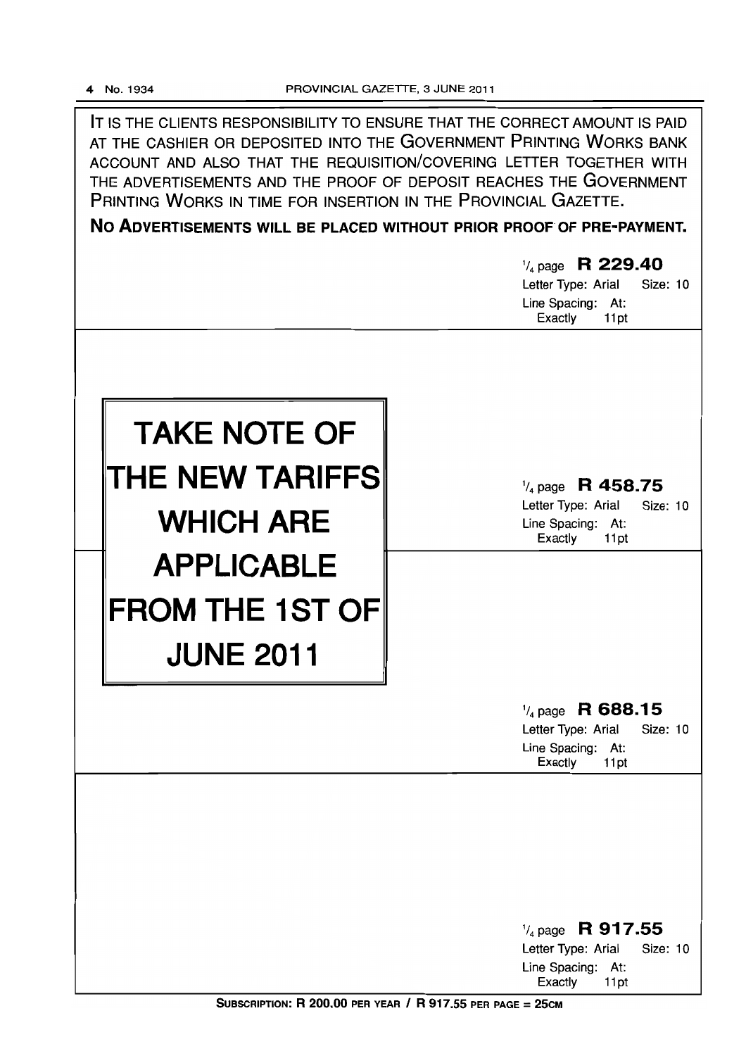IT IS THE CLIENTS RESPONSIBILITY TO ENSURE THAT THE CORRECT AMOUNT IS PAID AT THE CASHIER OR DEPOSITED INTO THE GOVERNMENT PRINTING WORKS BANK ACCOUNT AND ALSO THAT THE REQUISITION/COVERING LETTER TOGETHER WITH THE ADVERTISEMENTS AND THE PROOF OF DEPOSIT REACHES THE GOVERNMENT PRINTING WORKS IN TIME FOR INSERTION IN THE PROVINCIAL GAZETTE.

**NO ADVERTISEMENTS WILL BE PLACED WITHOUT PRIOR PROOF OF PRE-PAYMENT.**

¼ page **R 229.40**
Letter Type: Arial Size: 10
Line Spacing: At: Exactly 11pt

# TAKE NOTE OF THE NEW TARIFFS WHICH ARE APPLICABLE FROM THE 1ST OF JUNE 2011

¼ page **R 458.75**
Letter Type: Arial Size: 10
Line Spacing: At: Exactly 11pt

¼ page **R 688.15**
Letter Type: Arial Size: 10
Line Spacing: At: Exactly 11pt

¼ page **R 917.55**
Letter Type: Arial Size: 10
Line Spacing: At: Exactly 11pt

**SUBSCRIPTION: R 200.00 PER YEAR / R 917.55 PER PAGE = 25CM**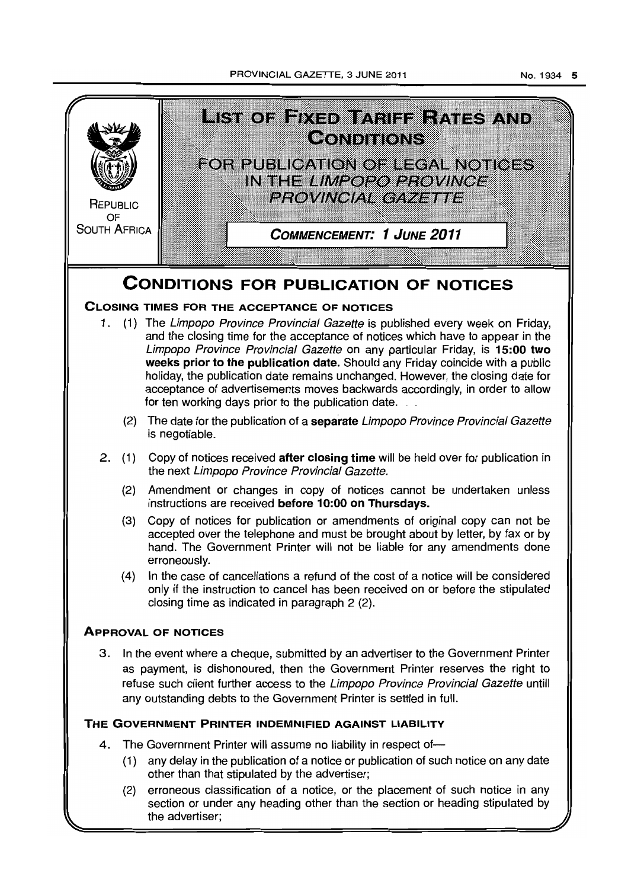REPUBLIC OF SOUTH AFRICA

# LIST OF FIXED TARIFF RATES AND CONDITIONS

## FOR PUBLICATION OF LEGAL NOTICES IN THE *LIMPOPO PROVINCE PROVINCIAL GAZETTE*

**COMMENCEMENT: 1 JUNE 2011**

# CONDITIONS FOR PUBLICATION OF NOTICES

### CLOSING TIMES FOR THE ACCEPTANCE OF NOTICES

1. (1) The *Limpopo Province Provincial Gazette* is published every week on Friday, and the closing time for the acceptance of notices which have to appear in the *Limpopo Province Provincial Gazette* on any particular Friday, is **15:00 two weeks prior to the publication date.** Should any Friday coincide with a public holiday, the publication date remains unchanged. However, the closing date for acceptance of advertisements moves backwards accordingly, in order to allow for ten working days prior to the publication date.

   (2) The date for the publication of a **separate** *Limpopo Province Provincial Gazette* is negotiable.

2. (1) Copy of notices received **after closing time** will be held over for publication in the next *Limpopo Province Provincial Gazette.*

   (2) Amendment or changes in copy of notices cannot be undertaken unless instructions are received **before 10:00 on Thursdays.**

   (3) Copy of notices for publication or amendments of original copy can not be accepted over the telephone and must be brought about by letter, by fax or by hand. The Government Printer will not be liable for any amendments done erroneously.

   (4) In the case of cancellations a refund of the cost of a notice will be considered only if the instruction to cancel has been received on or before the stipulated closing time as indicated in paragraph 2 (2).

### APPROVAL OF NOTICES

3. In the event where a cheque, submitted by an advertiser to the Government Printer as payment, is dishonoured, then the Government Printer reserves the right to refuse such client further access to the *Limpopo Province Provincial Gazette* untill any outstanding debts to the Government Printer is settled in full.

### THE GOVERNMENT PRINTER INDEMNIFIED AGAINST LIABILITY

4. The Government Printer will assume no liability in respect of—

   (1) any delay in the publication of a notice or publication of such notice on any date other than that stipulated by the advertiser;

   (2) erroneous classification of a notice, or the placement of such notice in any section or under any heading other than the section or heading stipulated by the advertiser;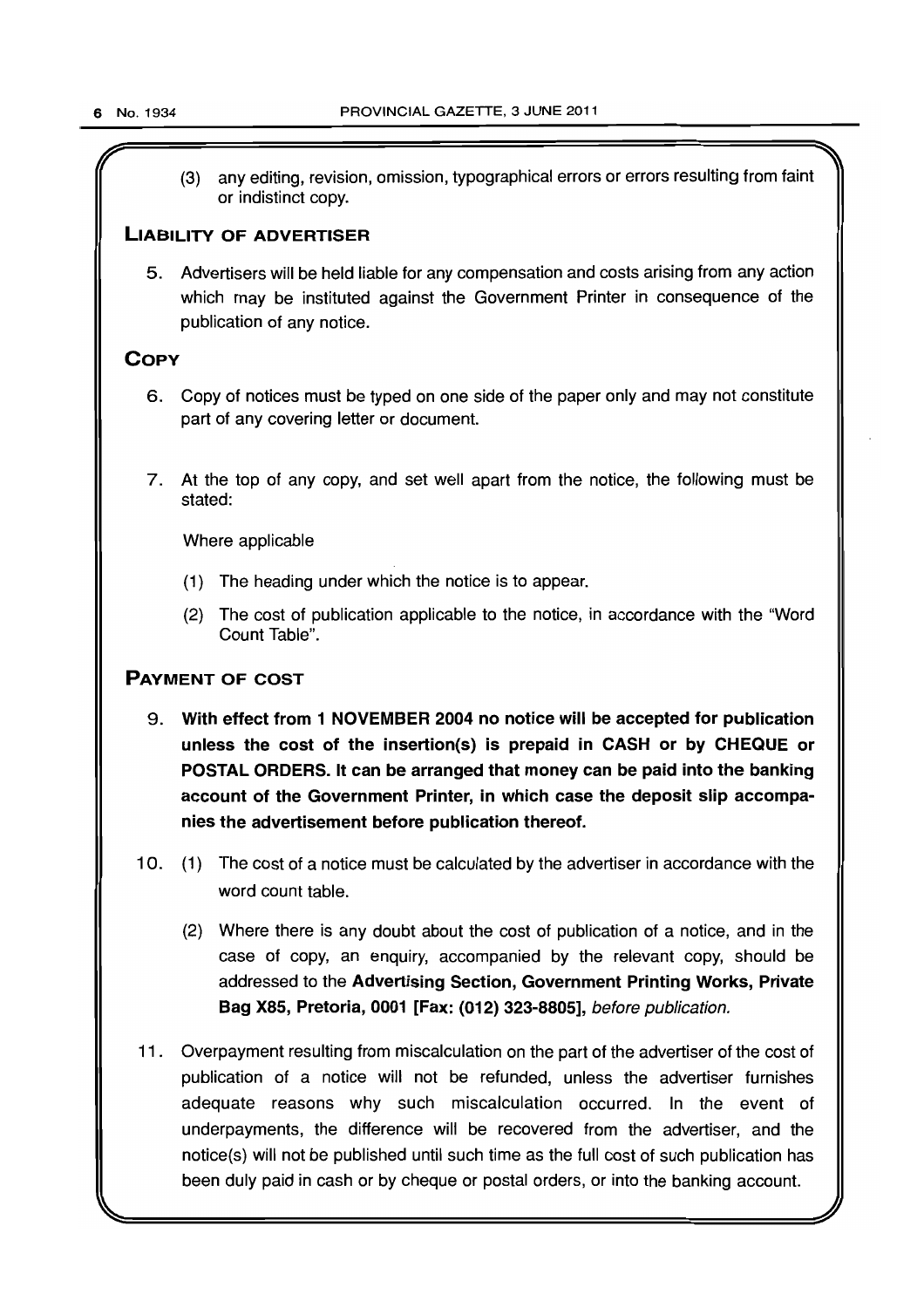(3) any editing, revision, omission, typographical errors or errors resulting from faint or indistinct copy.

## LIABILITY OF ADVERTISER

5. Advertisers will be held liable for any compensation and costs arising from any action which may be instituted against the Government Printer in consequence of the publication of any notice.

## COPY

6. Copy of notices must be typed on one side of the paper only and may not constitute part of any covering letter or document.

7. At the top of any copy, and set well apart from the notice, the following must be stated:

   Where applicable

   (1) The heading under which the notice is to appear.

   (2) The cost of publication applicable to the notice, in accordance with the "Word Count Table".

## PAYMENT OF COST

9. **With effect from 1 NOVEMBER 2004 no notice will be accepted for publication unless the cost of the insertion(s) is prepaid in CASH or by CHEQUE or POSTAL ORDERS. It can be arranged that money can be paid into the banking account of the Government Printer, in which case the deposit slip accompanies the advertisement before publication thereof.**

10. (1) The cost of a notice must be calculated by the advertiser in accordance with the word count table.

    (2) Where there is any doubt about the cost of publication of a notice, and in the case of copy, an enquiry, accompanied by the relevant copy, should be addressed to the **Advertising Section, Government Printing Works, Private Bag X85, Pretoria, 0001 [Fax: (012) 323-8805],** *before publication.*

11. Overpayment resulting from miscalculation on the part of the advertiser of the cost of publication of a notice will not be refunded, unless the advertiser furnishes adequate reasons why such miscalculation occurred. In the event of underpayments, the difference will be recovered from the advertiser, and the notice(s) will not be published until such time as the full cost of such publication has been duly paid in cash or by cheque or postal orders, or into the banking account.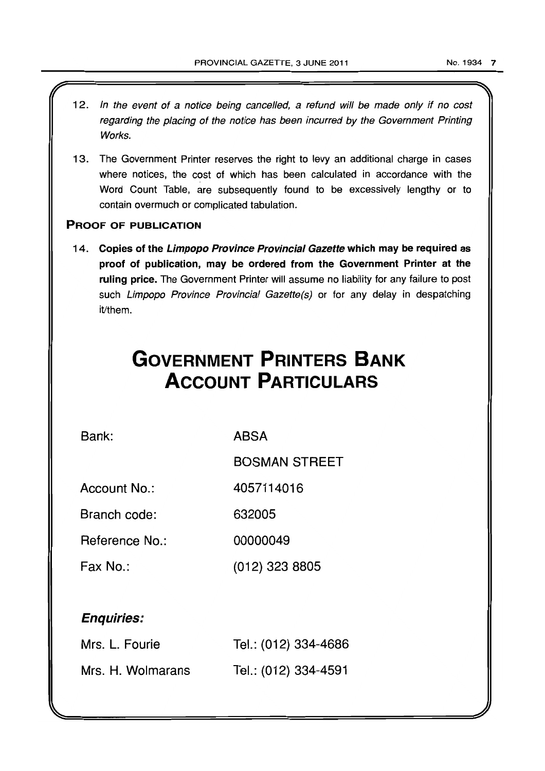12. *In the event of a notice being cancelled, a refund will be made only if no cost regarding the placing of the notice has been incurred by the Government Printing Works.*

13. The Government Printer reserves the right to levy an additional charge in cases where notices, the cost of which has been calculated in accordance with the Word Count Table, are subsequently found to be excessively lengthy or to contain overmuch or complicated tabulation.

## PROOF OF PUBLICATION

14. **Copies of the *Limpopo Province Provincial Gazette* which may be required as proof of publication, may be ordered from the Government Printer at the ruling price.** The Government Printer will assume no liability for any failure to post such *Limpopo Province Provincial Gazette(s)* or for any delay in despatching it/them.

# GOVERNMENT PRINTERS BANK ACCOUNT PARTICULARS

| | |
|---|---|
| Bank: | ABSA |
| | BOSMAN STREET |
| Account No.: | 4057114016 |
| Branch code: | 632005 |
| Reference No.: | 00000049 |
| Fax No.: | (012) 323 8805 |

***Enquiries:***

| | |
|---|---|
| Mrs. L. Fourie | Tel.: (012) 334-4686 |
| Mrs. H. Wolmarans | Tel.: (012) 334-4591 |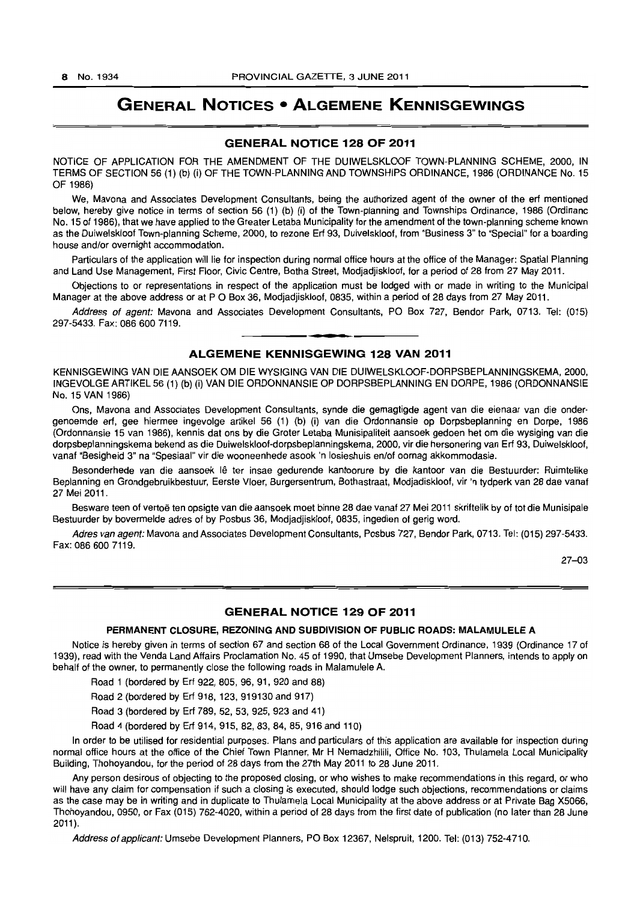# GENERAL NOTICES • ALGEMENE KENNISGEWINGS

## GENERAL NOTICE 128 OF 2011

NOTICE OF APPLICATION FOR THE AMENDMENT OF THE DUIWELSKLOOF TOWN-PLANNING SCHEME, 2000, IN TERMS OF SECTION 56 (1) (b) (i) OF THE TOWN-PLANNING AND TOWNSHIPS ORDINANCE, 1986 (ORDINANCE No. 15 OF 1986)

We, Mavona and Associates Development Consultants, being the authorized agent of the owner of the erf mentioned below, hereby give notice in terms of section 56 (1) (b) (i) of the Town-planning and Townships Ordinance, 1986 (Ordinanc No. 15 of 1986), that we have applied to the Greater Letaba Municipality for the amendment of the town-planning scheme known as the Duiwelskloof Town-planning Scheme, 2000, to rezone Erf 93, Duivelskloof, from "Business 3" to "Special" for a boarding house and/or overnight accommodation.

Particulars of the application will lie for inspection during normal office hours at the office of the Manager: Spatial Planning and Land Use Management, First Floor, Civic Centre, Botha Street, Modjadjiskloof, for a period of 28 from 27 May 2011.

Objections to or representations in respect of the application must be lodged with or made in writing to the Municipal Manager at the above address or at P O Box 36, Modjadjiskloof, 0835, within a period of 28 days from 27 May 2011.

*Address of agent:* Mavona and Associates Development Consultants, PO Box 727, Bendor Park, 0713. Tel: (015) 297-5433. Fax: 086 600 7119.

## ALGEMENE KENNISGEWING 128 VAN 2011

KENNISGEWING VAN DIE AANSOEK OM DIE WYSIGING VAN DIE DUIWELSKLOOF-DORPSBEPLANNINGSKEMA, 2000, INGEVOLGE ARTIKEL 56 (1) (b) (i) VAN DIE ORDONNANSIE OP DORPSBEPLANNING EN DORPE, 1986 (ORDONNANSIE No. 15 VAN 1986)

Ons, Mavona and Associates Development Consultants, synde die gemagtigde agent van die eienaar van die ondergenoemde erf, gee hiermee ingevolge artikel 56 (1) (b) (i) van die Ordonnansie op Dorpsbeplanning en Dorpe, 1986 (Ordonnansie 15 van 1986), kennis dat ons by die Groter Letaba Munisipaliteit aansoek gedoen het om die wysiging van die dorpsbeplanningskema bekend as die Duiwelskloof-dorpsbeplanningskema, 2000, vir die hersonering van Erf 93, Duiwelskloof, vanaf "Besigheid 3" na "Spesiaal" vir die wooneenhede asook 'n losieshuis en/of oornag akkommodasie.

Besonderhede van die aansoek lê ter insae gedurende kantoorure by die kantoor van die Bestuurder: Ruimtelike Beplanning en Grondgebruikbestuur, Eerste Vloer, Burgersentrum, Bothastraat, Modjadiskloof, vir 'n tydperk van 28 dae vanaf 27 Mei 2011.

Besware teen of vertoë ten opsigte van die aansoek moet binne 28 dae vanaf 27 Mei 2011 skriftelik by of tot die Munisipale Bestuurder by bovermelde adres of by Posbus 36, Modjadjiskloof, 0835, ingedien of gerig word.

*Adres van agent:* Mavona and Associates Development Consultants, Posbus 727, Bendor Park, 0713. Tel: (015) 297-5433. Fax: 086 600 7119.

27–03

## GENERAL NOTICE 129 OF 2011

**PERMANENT CLOSURE, REZONING AND SUBDIVISION OF PUBLIC ROADS: MALAMULELE A**

Notice is hereby given in terms of section 67 and section 68 of the Local Government Ordinance, 1939 (Ordinance 17 of 1939), read with the Venda Land Affairs Proclamation No. 45 of 1990, that Umsebe Development Planners, intends to apply on behalf of the owner, to permanently close the following roads in Malamulele A.

Road 1 (bordered by Erf 922, 805, 96, 91, 920 and 88)

Road 2 (bordered by Erf 918, 123, 919130 and 917)

Road 3 (bordered by Erf 789, 52, 53, 925, 923 and 41)

Road 4 (bordered by Erf 914, 915, 82, 83, 84, 85, 916 and 110)

In order to be utilised for residential purposes. Plans and particulars of this application are available for inspection during normal office hours at the office of the Chief Town Planner, Mr H Nemadzhilili, Office No. 103, Thulamela Local Municipality Building, Thohoyandou, for the period of 28 days from the 27th May 2011 to 28 June 2011.

Any person desirous of objecting to the proposed closing, or who wishes to make recommendations in this regard, or who will have any claim for compensation if such a closing is executed, should lodge such objections, recommendations or claims as the case may be in writing and in duplicate to Thulamela Local Municipality at the above address or at Private Bag X5066, Thohoyandou, 0950, or Fax (015) 762-4020, within a period of 28 days from the first date of publication (no later than 28 June 2011).

*Address of applicant:* Umsebe Development Planners, PO Box 12367, Nelspruit, 1200. Tel: (013) 752-4710.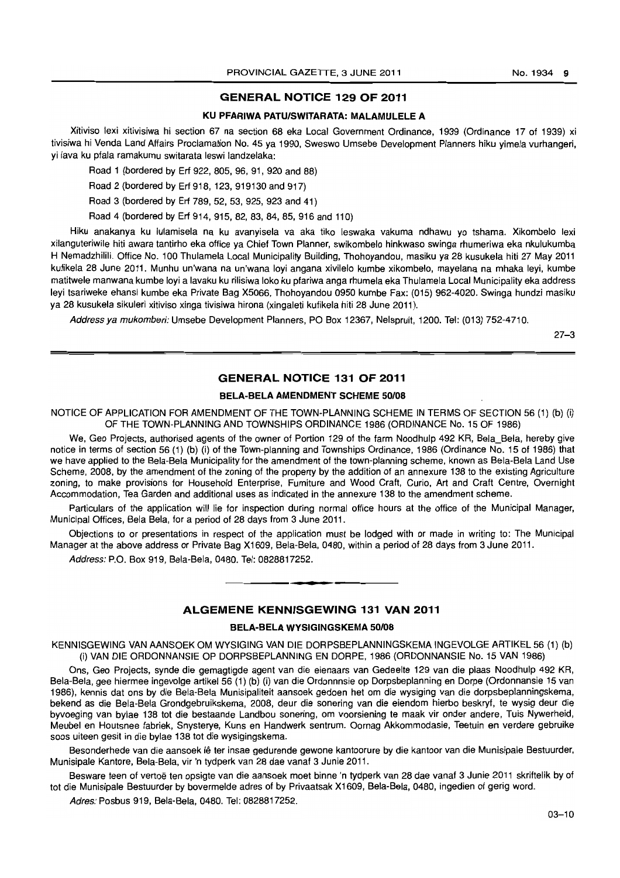## GENERAL NOTICE 129 OF 2011

### KU PFARIWA PATU/SWITARATA: MALAMULELE A

Xitiviso lexi xitivisiwa hi section 67 na section 68 eka Local Government Ordinance, 1939 (Ordinance 17 of 1939) xi tivisiwa hi Venda Land Affairs Proclamation No. 45 ya 1990, Sweswo Umsebe Development Planners hiku yimela vurhangeri, yi lava ku pfala ramakumu switarata leswi landzelaka:

Road 1 (bordered by Erf 922, 805, 96, 91, 920 and 88)

Road 2 (bordered by Erf 918, 123, 919130 and 917)

Road 3 (bordered by Erf 789, 52, 53, 925, 923 and 41)

Road 4 (bordered by Erf 914, 915, 82, 83, 84, 85, 916 and 110)

Hiku anakanya ku lulamisela na ku avanyisela va aka tiko leswaka vakuma ndhawu yo tshama. Xikombelo lexi xilanguteriwile hiti awara tantirho eka office ya Chief Town Planner, swikombelo hinkwaso swinga rhumeriwa eka nkulukumba H Nemadzhilili. Office No. 100 Thulamela Local Municipality Building, Thohoyandou, masiku ya 28 kusukela hiti 27 May 2011 kufikela 28 June 2011. Munhu un'wana na un'wana loyi angana xivilelo kumbe xikombelo, mayelana na mhaka leyi, kumbe matitwele manwana kumbe loyi a lavaku ku rilisiwa loko ku pfariwa anga rhumela eka Thulamela Local Municipality eka address leyi tsariweke ehansi kumbe eka Private Bag X5066, Thohoyandou 0950 kumbe Fax: (015) 962-4020. Swinga hundzi masiku ya 28 kusukela sikuleri xitiviso xinga tivisiwa hirona (xingaleti kufikela hiti 28 June 2011).

*Address ya mukomberi:* Umsebe Development Planners, PO Box 12367, Nelspruit, 1200. Tel: (013) 752-4710.

27–3

## GENERAL NOTICE 131 OF 2011

### BELA-BELA AMENDMENT SCHEME 50/08

NOTICE OF APPLICATION FOR AMENDMENT OF THE TOWN-PLANNING SCHEME IN TERMS OF SECTION 56 (1) (b) (i) OF THE TOWN-PLANNING AND TOWNSHIPS ORDINANCE 1986 (ORDINANCE No. 15 OF 1986)

We, Geo Projects, authorised agents of the owner of Portion 129 of the farm Noodhulp 492 KR, Bela_Bela, hereby give notice in terms of section 56 (1) (b) (i) of the Town-planning and Townships Ordinance, 1986 (Ordinance No. 15 of 1986) that we have applied to the Bela-Bela Municipality for the amendment of the town-planning scheme, known as Bela-Bela Land Use Scheme, 2008, by the amendment of the zoning of the property by the addition of an annexure 138 to the existing Agriculture zoning, to make provisions for Household Enterprise, Furniture and Wood Craft, Curio, Art and Craft Centre, Overnight Accommodation, Tea Garden and additional uses as indicated in the annexure 138 to the amendment scheme.

Particulars of the application will lie for inspection during normal office hours at the office of the Municipal Manager, Municipal Offices, Bela Bela, for a period of 28 days from 3 June 2011.

Objections to or presentations in respect of the application must be lodged with or made in writing to: The Municipal Manager at the above address or Private Bag X1609, Bela-Bela, 0480, within a period of 28 days from 3 June 2011.

*Address:* P.O. Box 919, Bela-Bela, 0480. Tel: 0828817252.

## ALGEMENE KENNISGEWING 131 VAN 2011

### BELA-BELA WYSIGINGSKEMA 50/08

KENNISGEWING VAN AANSOEK OM WYSIGING VAN DIE DORPSBEPLANNINGSKEMA INGEVOLGE ARTIKEL 56 (1) (b) (i) VAN DIE ORDONNANSIE OP DORPSBEPLANNING EN DORPE, 1986 (ORDONNANSIE No. 15 VAN 1986)

Ons, Geo Projects, synde die gemagtigde agent van die eienaars van Gedeelte 129 van die plaas Noodhulp 492 KR, Bela-Bela, gee hiermee ingevolge artikel 56 (1) (b) (i) van die Ordonnnsie op Dorpsbeplanning en Dorpe (Ordonnansie 15 van 1986), kennis dat ons by die Bela-Bela Munisipaliteit aansoek gedoen het om die wysiging van die dorpsbeplanningskema, bekend as die Bela-Bela Grondgebruikskema, 2008, deur die sonering van die eiendom hierbo beskryf, te wysig deur die byvoeging van bylae 138 tot die bestaande Landbou sonering, om voorsiening te maak vir onder andere, Tuis Nywerheid, Meubel en Houtsnee fabriek, Snysterye, Kuns en Handwerk sentrum. Oornag Akkommodasie, Teetuin en verdere gebruike soos uiteen gesit in die bylae 138 tot die wysigingskema.

Besonderhede van die aansoek lê ter insae gedurende gewone kantoorure by die kantoor van die Munisipale Bestuurder, Munisipale Kantore, Bela-Bela, vir 'n tydperk van 28 dae vanaf 3 Junie 2011.

Besware teen of vertoë ten opsigte van die aansoek moet binne 'n tydperk van 28 dae vanaf 3 Junie 2011 skriftelik by of tot die Munisipale Bestuurder by bovermelde adres of by Privaatsak X1609, Bela-Bela, 0480, ingedien of gerig word.

*Adres:* Posbus 919, Bela-Bela, 0480. Tel: 0828817252.

03–10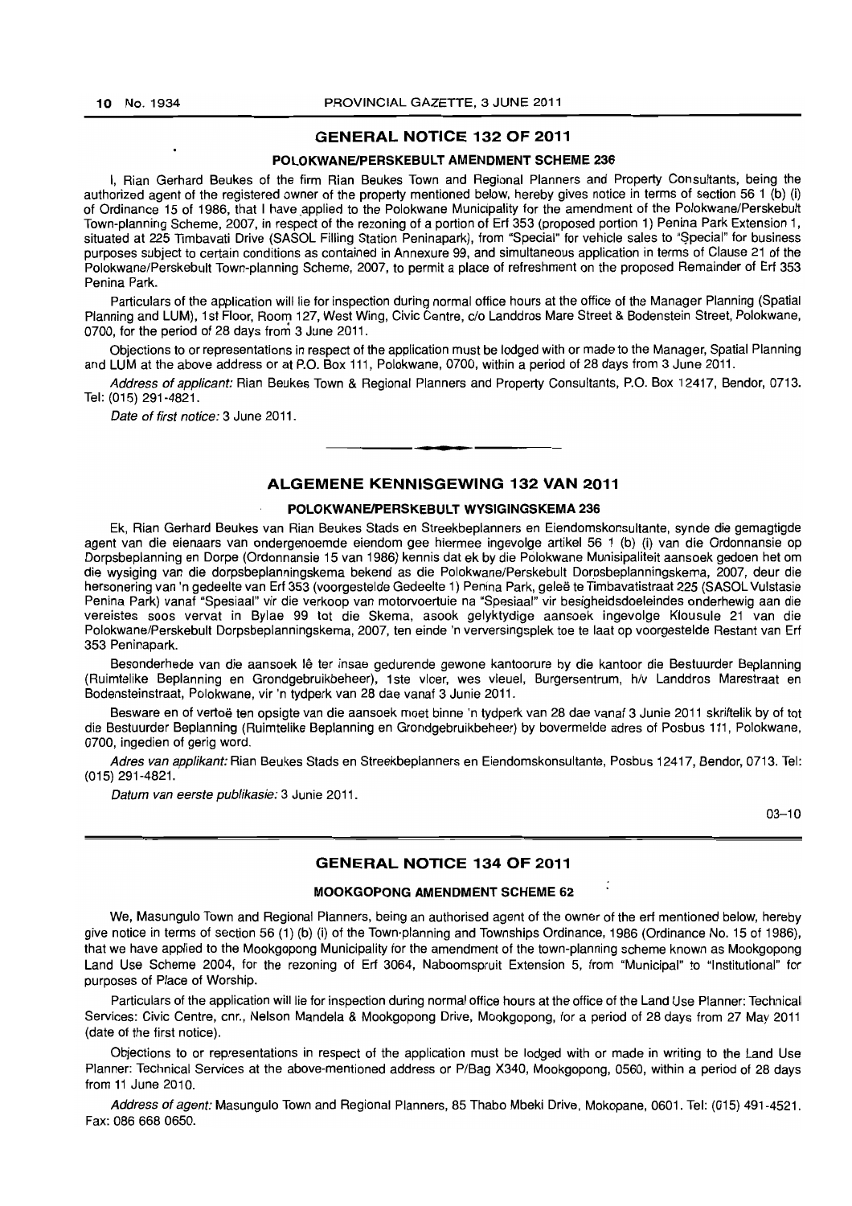## GENERAL NOTICE 132 OF 2011

### POLOKWANE/PERSKEBULT AMENDMENT SCHEME 236

I, Rian Gerhard Beukes of the firm Rian Beukes Town and Regional Planners and Property Consultants, being the authorized agent of the registered owner of the property mentioned below, hereby gives notice in terms of section 56 1 (b) (i) of Ordinance 15 of 1986, that I have applied to the Polokwane Municipality for the amendment of the Polokwane/Perskebult Town-planning Scheme, 2007, in respect of the rezoning of a portion of Erf 353 (proposed portion 1) Penina Park Extension 1, situated at 225 Timbavati Drive (SASOL Filling Station Peninapark), from "Special" for vehicle sales to "Special" for business purposes subject to certain conditions as contained in Annexure 99, and simultaneous application in terms of Clause 21 of the Polokwane/Perskebult Town-planning Scheme, 2007, to permit a place of refreshment on the proposed Remainder of Erf 353 Penina Park.

Particulars of the application will lie for inspection during normal office hours at the office of the Manager Planning (Spatial Planning and LUM), 1st Floor, Room 127, West Wing, Civic Centre, c/o Landdros Mare Street & Bodenstein Street, Polokwane, 0700, for the period of 28 days from 3 June 2011.

Objections to or representations in respect of the application must be lodged with or made to the Manager, Spatial Planning and LUM at the above address or at P.O. Box 111, Polokwane, 0700, within a period of 28 days from 3 June 2011.

*Address of applicant:* Rian Beukes Town & Regional Planners and Property Consultants, P.O. Box 12417, Bendor, 0713. Tel: (015) 291-4821.

*Date of first notice:* 3 June 2011.

---

## ALGEMENE KENNISGEWING 132 VAN 2011

### POLOKWANE/PERSKEBULT WYSIGINGSKEMA 236

Ek, Rian Gerhard Beukes van Rian Beukes Stads en Streekbeplanners en Eiendomskonsultante, synde die gemagtigde agent van die eienaars van ondergenoemde eiendom gee hiermee ingevolge artikel 56 1 (b) (i) van die Ordonnansie op Dorpsbeplanning en Dorpe (Ordonnansie 15 van 1986) kennis dat ek by die Polokwane Munisipaliteit aansoek gedoen het om die wysiging van die dorpsbeplanningskema bekend as die Polokwane/Perskebult Dorpsbeplanningskema, 2007, deur die hersonering van 'n gedeelte van Erf 353 (voorgestelde Gedeelte 1) Penina Park, geleë te Timbavatistraat 225 (SASOL Vulstasie Penina Park) vanaf "Spesiaal" vir die verkoop van motorvoertuie na "Spesiaal" vir besigheidsdoeleindes onderhewig aan die vereistes soos vervat in Bylae 99 tot die Skema, asook gelyktydige aansoek ingevolge Klousule 21 van die Polokwane/Perskebult Dorpsbeplanningskema, 2007, ten einde 'n verversingsplek toe te laat op voorgestelde Restant van Erf 353 Peninapark.

Besonderhede van die aansoek lê ter insae gedurende gewone kantoorure by die kantoor die Bestuurder Beplanning (Ruimtelike Beplanning en Grondgebruikbeheer), 1ste vloer, wes vleuel, Burgersentrum, h/v Landdros Marestraat en Bodensteinstraat, Polokwane, vir 'n tydperk van 28 dae vanaf 3 Junie 2011.

Besware en of vertoë ten opsigte van die aansoek moet binne 'n tydperk van 28 dae vanaf 3 Junie 2011 skriftelik by of tot die Bestuurder Beplanning (Ruimtelike Beplanning en Grondgebruikbeheer) by bovermelde adres of Posbus 111, Polokwane, 0700, ingedien of gerig word.

*Adres van applikant:* Rian Beukes Stads en Streekbeplanners en Eiendomskonsultante, Posbus 12417, Bendor, 0713. Tel: (015) 291-4821.

*Datum van eerste publikasie:* 3 Junie 2011.

03–10

---

## GENERAL NOTICE 134 OF 2011

### MOOKGOPONG AMENDMENT SCHEME 62

We, Masungulo Town and Regional Planners, being an authorised agent of the owner of the erf mentioned below, hereby give notice in terms of section 56 (1) (b) (i) of the Town-planning and Townships Ordinance, 1986 (Ordinance No. 15 of 1986), that we have applied to the Mookgopong Municipality for the amendment of the town-planning scheme known as Mookgopong Land Use Scheme 2004, for the rezoning of Erf 3064, Naboomspruit Extension 5, from "Municipal" to "Institutional" for purposes of Place of Worship.

Particulars of the application will lie for inspection during normal office hours at the office of the Land Use Planner: Technical Services: Civic Centre, cnr., Nelson Mandela & Mookgopong Drive, Mookgopong, for a period of 28 days from 27 May 2011 (date of the first notice).

Objections to or representations in respect of the application must be lodged with or made in writing to the Land Use Planner: Technical Services at the above-mentioned address or P/Bag X340, Mookgopong, 0560, within a period of 28 days from 11 June 2010.

*Address of agent:* Masungulo Town and Regional Planners, 85 Thabo Mbeki Drive, Mokopane, 0601. Tel: (015) 491-4521. Fax: 086 668 0650.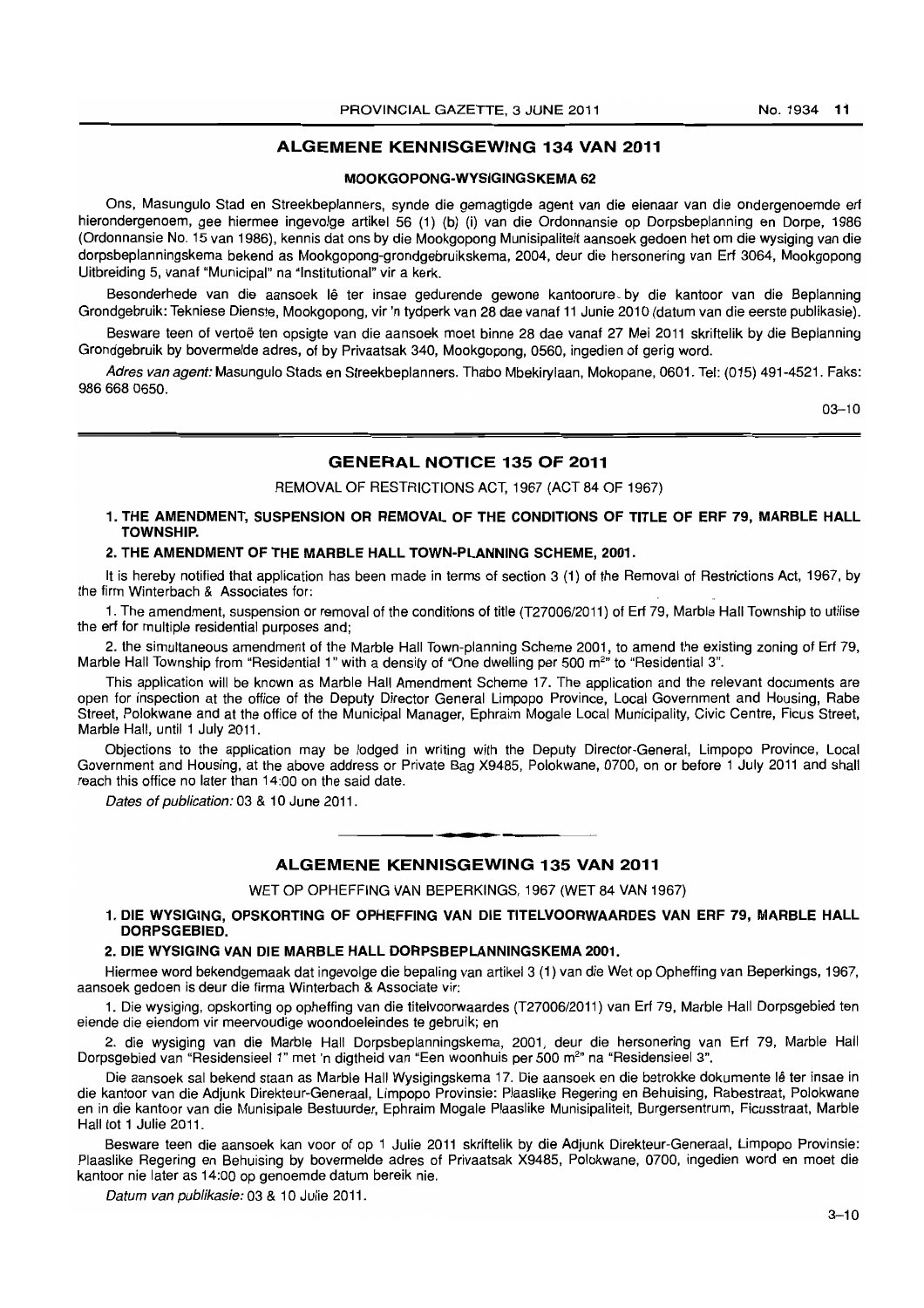## ALGEMENE KENNISGEWING 134 VAN 2011

### MOOKGOPONG-WYSIGINGSKEMA 62

Ons, Masungulo Stad en Streekbeplanners, synde die gemagtigde agent van die eienaar van die ondergenoemde erf hierondergenoem, gee hiermee ingevolge artikel 56 (1) (b) (i) van die Ordonnansie op Dorpsbeplanning en Dorpe, 1986 (Ordonnansie No. 15 van 1986), kennis dat ons by die Mookgopong Munisipaliteit aansoek gedoen het om die wysiging van die dorpsbeplanningskema bekend as Mookgopong-grondgebruikskema, 2004, deur die hersonering van Erf 3064, Mookgopong Uitbreiding 5, vanaf "Municipal" na "Institutional" vir a kerk.

Besonderhede van die aansoek lê ter insae gedurende gewone kantoorure by die kantoor van die Beplanning Grondgebruik: Tekniese Dienste, Mookgopong, vir 'n tydperk van 28 dae vanaf 11 Junie 2010 (datum van die eerste publikasie).

Besware teen of vertoë ten opsigte van die aansoek moet binne 28 dae vanaf 27 Mei 2011 skriftelik by die Beplanning Grondgebruik by bovermelde adres, of by Privaatsak 340, Mookgopong, 0560, ingedien of gerig word.

*Adres van agent:* Masungulo Stads en Streekbeplanners. Thabo Mbekirylaan, Mokopane, 0601. Tel: (015) 491-4521. Faks: 986 668 0650.

03–10

---

## GENERAL NOTICE 135 OF 2011

REMOVAL OF RESTRICTIONS ACT, 1967 (ACT 84 OF 1967)

**1. THE AMENDMENT, SUSPENSION OR REMOVAL OF THE CONDITIONS OF TITLE OF ERF 79, MARBLE HALL TOWNSHIP.**

**2. THE AMENDMENT OF THE MARBLE HALL TOWN-PLANNING SCHEME, 2001.**

It is hereby notified that application has been made in terms of section 3 (1) of the Removal of Restrictions Act, 1967, by the firm Winterbach & Associates for:

1. The amendment, suspension or removal of the conditions of title (T27006/2011) of Erf 79, Marble Hall Township to utilise the erf for multiple residential purposes and;

2. the simultaneous amendment of the Marble Hall Town-planning Scheme 2001, to amend the existing zoning of Erf 79, Marble Hall Township from "Residential 1" with a density of "One dwelling per 500 m$^2$" to "Residential 3".

This application will be known as Marble Hall Amendment Scheme 17. The application and the relevant documents are open for inspection at the office of the Deputy Director General Limpopo Province, Local Government and Housing, Rabe Street, Polokwane and at the office of the Municipal Manager, Ephraim Mogale Local Municipality, Civic Centre, Ficus Street, Marble Hall, until 1 July 2011.

Objections to the application may be lodged in writing with the Deputy Director-General, Limpopo Province, Local Government and Housing, at the above address or Private Bag X9485, Polokwane, 0700, on or before 1 July 2011 and shall reach this office no later than 14:00 on the said date.

*Dates of publication:* 03 & 10 June 2011.

---

## ALGEMENE KENNISGEWING 135 VAN 2011

WET OP OPHEFFING VAN BEPERKINGS, 1967 (WET 84 VAN 1967)

**1. DIE WYSIGING, OPSKORTING OF OPHEFFING VAN DIE TITELVOORWAARDES VAN ERF 79, MARBLE HALL DORPSGEBIED.**

**2. DIE WYSIGING VAN DIE MARBLE HALL DORPSBEPLANNINGSKEMA 2001.**

Hiermee word bekendgemaak dat ingevolge die bepaling van artikel 3 (1) van die Wet op Opheffing van Beperkings, 1967, aansoek gedoen is deur die firma Winterbach & Associate vir:

1. Die wysiging, opskorting op opheffing van die titelvoorwaardes (T27006/2011) van Erf 79, Marble Hall Dorpsgebied ten einde die eiendom vir meervoudige woondoeleindes te gebruik; en

2. die wysiging van die Marble Hall Dorpsbeplanningskema, 2001, deur die hersonering van Erf 79, Marble Hall Dorpsgebied van "Residensieel 1" met 'n digtheid van "Een woonhuis per 500 m$^2$" na "Residensieel 3".

Die aansoek sal bekend staan as Marble Hall Wysigingskema 17. Die aansoek en die betrokke dokumente lê ter insae in die kantoor van die Adjunk Direkteur-Generaal, Limpopo Provinsie: Plaaslike Regering en Behuising, Rabestraat, Polokwane en in die kantoor van die Munisipale Bestuurder, Ephraim Mogale Plaaslike Munisipaliteit, Burgersentrum, Ficusstraat, Marble Hall tot 1 Julie 2011.

Besware teen die aansoek kan voor of op 1 Julie 2011 skriftelik by die Adjunk Direkteur-Generaal, Limpopo Provinsie: Plaaslike Regering en Behuising by bovermelde adres of Privaatsak X9485, Polokwane, 0700, ingedien word en moet die kantoor nie later as 14:00 op genoemde datum bereik nie.

*Datum van publikasie:* 03 & 10 Julie 2011.

3–10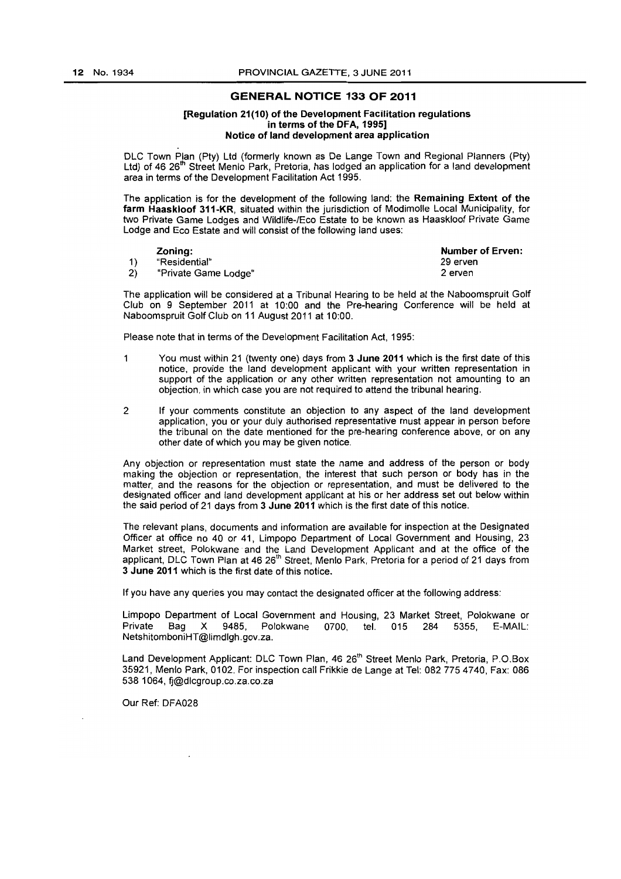## GENERAL NOTICE 133 OF 2011

**[Regulation 21(10) of the Development Facilitation regulations in terms of the DFA, 1995]**
**Notice of land development area application**

DLC Town Plan (Pty) Ltd (formerly known as De Lange Town and Regional Planners (Pty) Ltd) of 46 26th Street Menlo Park, Pretoria, has lodged an application for a land development area in terms of the Development Facilitation Act 1995.

The application is for the development of the following land: the **Remaining Extent of the farm Haaskloof 311-KR**, situated within the jurisdiction of Modimolle Local Municipality, for two Private Game Lodges and Wildlife-/Eco Estate to be known as Haaskloof Private Game Lodge and Eco Estate and will consist of the following land uses:

| | Zoning: | Number of Erven: |
|---|---|---|
| 1) | "Residential" | 29 erven |
| 2) | "Private Game Lodge" | 2 erven |

The application will be considered at a Tribunal Hearing to be held at the Naboomspruit Golf Club on 9 September 2011 at 10:00 and the Pre-hearing Conference will be held at Naboomspruit Golf Club on 11 August 2011 at 10:00.

Please note that in terms of the Development Facilitation Act, 1995:

1. You must within 21 (twenty one) days from **3 June 2011** which is the first date of this notice, provide the land development applicant with your written representation in support of the application or any other written representation not amounting to an objection, in which case you are not required to attend the tribunal hearing.

2. If your comments constitute an objection to any aspect of the land development application, you or your duly authorised representative must appear in person before the tribunal on the date mentioned for the pre-hearing conference above, or on any other date of which you may be given notice.

Any objection or representation must state the name and address of the person or body making the objection or representation, the interest that such person or body has in the matter, and the reasons for the objection or representation, and must be delivered to the designated officer and land development applicant at his or her address set out below within the said period of 21 days from **3 June 2011** which is the first date of this notice.

The relevant plans, documents and information are available for inspection at the Designated Officer at office no 40 or 41, Limpopo Department of Local Government and Housing, 23 Market street, Polokwane and the Land Development Applicant and at the office of the applicant, DLC Town Plan at 46 26th Street, Menlo Park, Pretoria for a period of 21 days from **3 June 2011** which is the first date of this notice.

If you have any queries you may contact the designated officer at the following address:

Limpopo Department of Local Government and Housing, 23 Market Street, Polokwane or Private Bag X 9485, Polokwane 0700, tel. 015 284 5355, E-MAIL: NetshitomboniHT@limdlgh.gov.za.

Land Development Applicant: DLC Town Plan, 46 26th Street Menlo Park, Pretoria, P.O.Box 35921, Menlo Park, 0102. For inspection call Frikkie de Lange at Tel: 082 775 4740, Fax: 086 538 1064, fj@dlcgroup.co.za.co.za

Our Ref: DFA028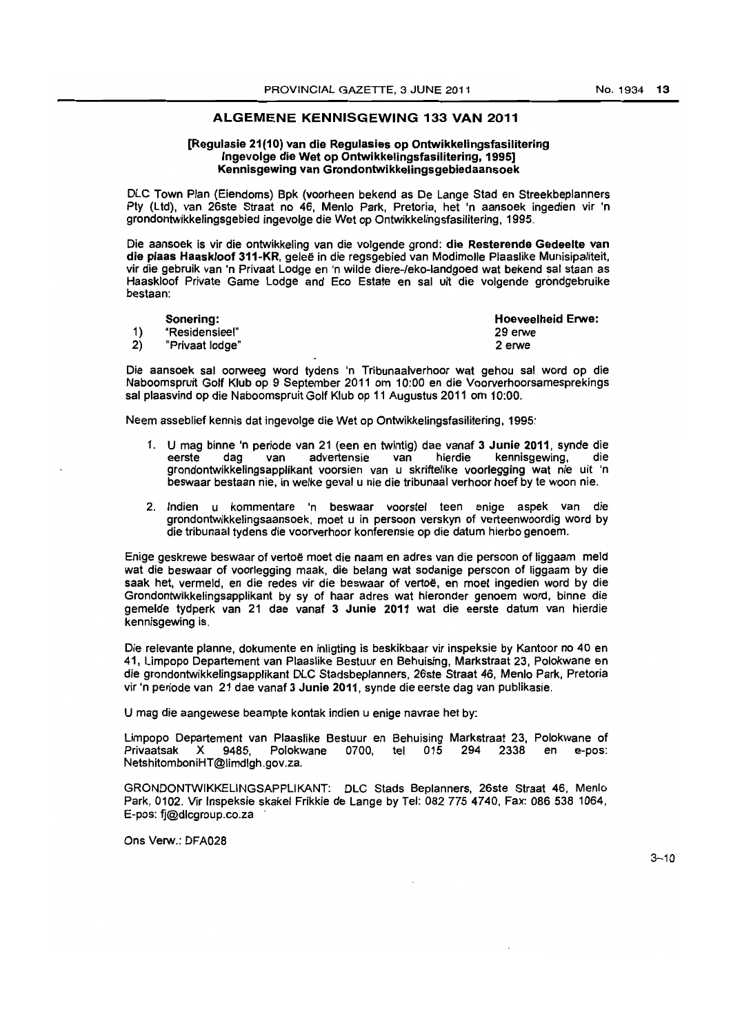## ALGEMENE KENNISGEWING 133 VAN 2011

**[Regulasie 21(10) van die Regulasies op Ontwikkelingsfasilitering Ingevolge die Wet op Ontwikkelingsfasilitering, 1995] Kennisgewing van Grondontwikkelingsgebiedaansoek**

DLC Town Plan (Eiendoms) Bpk (voorheen bekend as De Lange Stad en Streekbeplanners Pty (Ltd), van 26ste Straat no 46, Menlo Park, Pretoria, het 'n aansoek ingedien vir 'n grondontwikkelingsgebied ingevolge die Wet op Ontwikkelingsfasilitering, 1995.

Die aansoek is vir die ontwikkeling van die volgende grond: **die Resterende Gedeelte van die plaas Haaskloof 311-KR**, geleë in die regsgebied van Modimolle Plaaslike Munisipaliteit, vir die gebruik van 'n Privaat Lodge en 'n wilde diere-/eko-landgoed wat bekend sal staan as Haaskloof Private Game Lodge and Eco Estate en sal uit die volgende grondgebruike bestaan:

| | **Sonering:** | **Hoeveelheid Erwe:** |
|---|---|---|
| 1) | "Residensieel" | 29 erwe |
| 2) | "Privaat lodge" | 2 erwe |

Die aansoek sal oorweeg word tydens 'n Tribunaalverhoor wat gehou sal word op die Naboomspruit Golf Klub op 9 September 2011 om 10:00 en die Voorverhoorsamesprekings sal plaasvind op die Naboomspruit Golf Klub op 11 Augustus 2011 om 10:00.

Neem asseblief kennis dat ingevolge die Wet op Ontwikkelingsfasilitering, 1995:

1. U mag binne 'n periode van 21 (een en twintig) dae vanaf **3 Junie 2011**, synde die eerste dag van advertensie van hierdie kennisgewing, die grondontwikkelingsapplikant voorsien van u skriftelike voorlegging wat nie uit 'n beswaar bestaan nie, in welke geval u nie die tribunaal verhoor hoef by te woon nie.
2. Indien u kommentare 'n beswaar voorstel teen enige aspek van die grondontwikkelingsaansoek, moet u in persoon verskyn of verteenwoordig word by die tribunaal tydens die voorverhoor konferensie op die datum hierbo genoem.

Enige geskrewe beswaar of vertoë moet die naam en adres van die persoon of liggaam meld wat die beswaar of voorlegging maak, die belang wat sodanige persoon of liggaam by die saak het, vermeld, en die redes vir die beswaar of vertoë, en moet ingedien word by die Grondontwikkelingsapplikant by sy of haar adres wat hieronder genoem word, binne die gemelde tydperk van 21 dae vanaf **3 Junie 2011** wat die eerste datum van hierdie kennisgewing is.

Die relevante planne, dokumente en inligting is beskikbaar vir inspeksie by Kantoor no 40 en 41, Limpopo Departement van Plaaslike Bestuur en Behuising, Markstraat 23, Polokwane en die grondontwikkelingsapplikant DLC Stadsbeplanners, 26ste Straat 46, Menlo Park, Pretoria vir 'n periode van 21 dae vanaf **3 Junie 2011**, synde die eerste dag van publikasie.

U mag die aangewese beampte kontak indien u enige navrae het by:

Limpopo Departement van Plaaslike Bestuur en Behuising Markstraat 23, Polokwane of Privaatsak X 9485, Polokwane 0700, tel 015 294 2338 en e-pos: NetshitomboniHT@limdlgh.gov.za.

GRONDONTWIKKELINGSAPPLIKANT: DLC Stads Beplanners, 26ste Straat 46, Menlo Park, 0102. Vir Inspeksie skakel Frikkie de Lange by Tel: 082 775 4740, Fax: 086 538 1064, E-pos: fj@dlcgroup.co.za

Ons Verw.: DFA028

3–10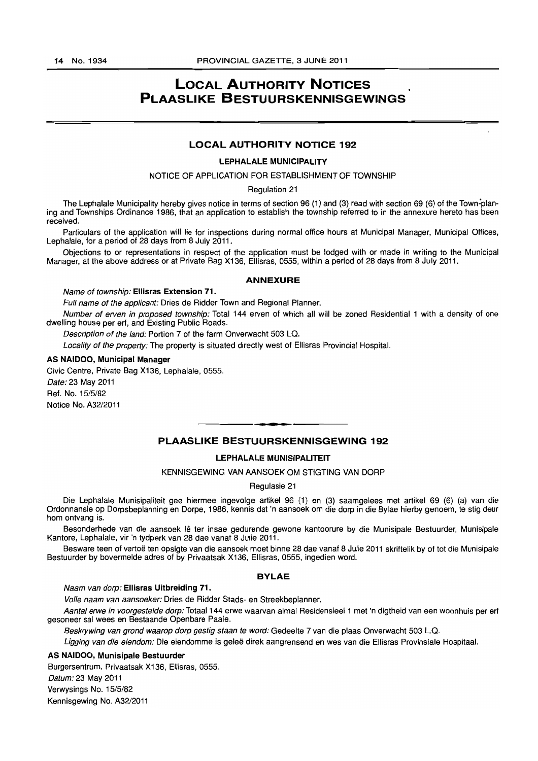# LOCAL AUTHORITY NOTICES
# PLAASLIKE BESTUURSKENNISGEWINGS

## LOCAL AUTHORITY NOTICE 192

### LEPHALALE MUNICIPALITY

NOTICE OF APPLICATION FOR ESTABLISHMENT OF TOWNSHIP

Regulation 21

The Lephalale Municipality hereby gives notice in terms of section 96 (1) and (3) read with section 69 (6) of the Town-planing and Townships Ordinance 1986, that an application to establish the township referred to in the annexure hereto has been received.

Particulars of the application will lie for inspections during normal office hours at Municipal Manager, Municipal Offices, Lephalale, for a period of 28 days from 8 July 2011.

Objections to or representations in respect of the application must be lodged with or made in writing to the Municipal Manager, at the above address or at Private Bag X136, Ellisras, 0555, within a period of 28 days from 8 July 2011.

### ANNEXURE

*Name of township:* **Ellisras Extension 71.**

*Full name of the applicant:* Dries de Ridder Town and Regional Planner.

*Number of erven in proposed township:* Total 144 erven of which all will be zoned Residential 1 with a density of one dwelling house per erf, and Existing Public Roads.

*Description of the land:* Portion 7 of the farm Onverwacht 503 LQ.

*Locality of the property:* The property is situated directly west of Ellisras Provincial Hospital.

**AS NAIDOO, Municipal Manager**

Civic Centre, Private Bag X136, Lephalale, 0555.

*Date:* 23 May 2011

Ref. No. 15/5/82

Notice No. A32/2011

---

## PLAASLIKE BESTUURSKENNISGEWING 192

### LEPHALALE MUNISIPALITEIT

KENNISGEWING VAN AANSOEK OM STIGTING VAN DORP

Regulasie 21

Die Lephalale Munisipaliteit gee hiermee ingevolge artikel 96 (1) en (3) saamgelees met artikel 69 (6) (a) van die Ordonnansie op Dorpsbeplanning en Dorpe, 1986, kennis dat 'n aansoek om die dorp in die Bylae hierby genoem, te stig deur hom ontvang is.

Besonderhede van die aansoek lê ter insae gedurende gewone kantoorure by die Munisipale Bestuurder, Munisipale Kantore, Lephalale, vir 'n tydperk van 28 dae vanaf 8 Julie 2011.

Besware teen of vertoë ten opsigte van die aansoek moet binne 28 dae vanaf 8 Julie 2011 skriftelik by of tot die Munisipale Bestuurder by bovermelde adres of by Privaatsak X136, Ellisras, 0555, ingedien word.

### BYLAE

*Naam van dorp:* **Ellisras Uitbreiding 71.**

*Volle naam van aansoeker:* Dries de Ridder Stads- en Streekbeplanner.

*Aantal erwe in voorgestelde dorp:* Totaal 144 erwe waarvan almal Residensieel 1 met 'n digtheid van een woonhuis per erf gesoneer sal wees en Bestaande Openbare Paaie.

*Beskrywing van grond waarop dorp gestig staan te word:* Gedeelte 7 van die plaas Onverwacht 503 L.Q.

*Ligging van die eiendom:* Die eiendomme is geleë direk aangrensend en wes van die Ellisras Provinsiale Hospitaal.

**AS NAIDOO, Munisipale Bestuurder**

Burgersentrum, Privaatsak X136, Ellisras, 0555.

*Datum:* 23 May 2011

Verwysings No. 15/5/82

Kennisgewing No. A32/2011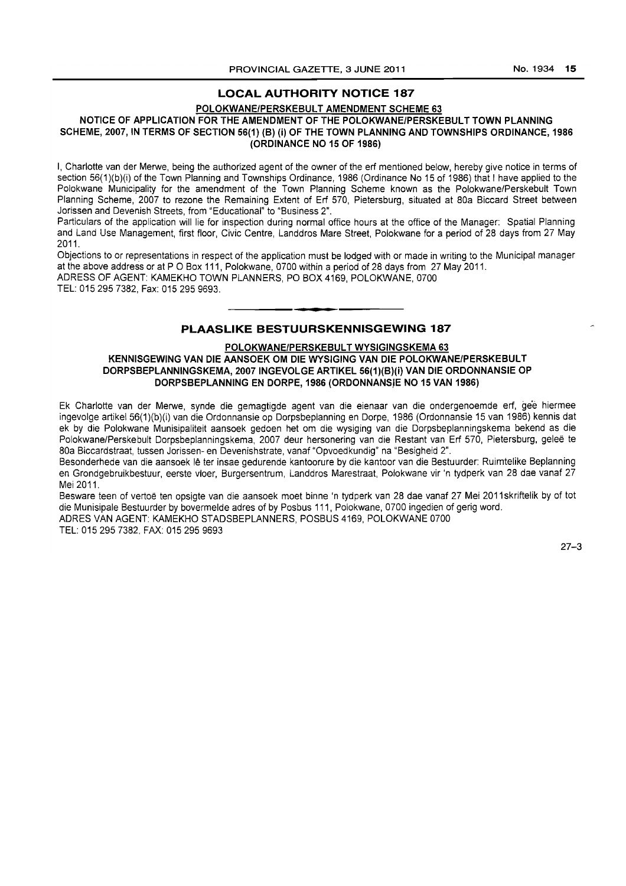## LOCAL AUTHORITY NOTICE 187

**POLOKWANE/PERSKEBULT AMENDMENT SCHEME 63**

**NOTICE OF APPLICATION FOR THE AMENDMENT OF THE POLOKWANE/PERSKEBULT TOWN PLANNING SCHEME, 2007, IN TERMS OF SECTION 56(1) (B) (i) OF THE TOWN PLANNING AND TOWNSHIPS ORDINANCE, 1986 (ORDINANCE NO 15 OF 1986)**

I, Charlotte van der Merwe, being the authorized agent of the owner of the erf mentioned below, hereby give notice in terms of section 56(1)(b)(i) of the Town Planning and Townships Ordinance, 1986 (Ordinance No 15 of 1986) that I have applied to the Polokwane Municipality for the amendment of the Town Planning Scheme known as the Polokwane/Perskebult Town Planning Scheme, 2007 to rezone the Remaining Extent of Erf 570, Pietersburg, situated at 80a Biccard Street between Jorissen and Devenish Streets, from "Educational" to "Business 2".

Particulars of the application will lie for inspection during normal office hours at the office of the Manager: Spatial Planning and Land Use Management, first floor, Civic Centre, Landdros Mare Street, Polokwane for a period of 28 days from 27 May 2011.

Objections to or representations in respect of the application must be lodged with or made in writing to the Municipal manager at the above address or at P O Box 111, Polokwane, 0700 within a period of 28 days from 27 May 2011.

ADRESS OF AGENT: KAMEKHO TOWN PLANNERS, PO BOX 4169, POLOKWANE, 0700
TEL: 015 295 7382, Fax: 015 295 9693.

---

## PLAASLIKE BESTUURSKENNISGEWING 187

**POLOKWANE/PERSKEBULT WYSIGINGSKEMA 63**

**KENNISGEWING VAN DIE AANSOEK OM DIE WYSIGING VAN DIE POLOKWANE/PERSKEBULT DORPSBEPLANNINGSKEMA, 2007 INGEVOLGE ARTIKEL 56(1)(B)(i) VAN DIE ORDONNANSIE OP DORPSBEPLANNING EN DORPE, 1986 (ORDONNANSIE NO 15 VAN 1986)**

Ek Charlotte van der Merwe, synde die gemagtigde agent van die eienaar van die ondergenoemde erf, gee hiermee ingevolge artikel 56(1)(b)(i) van die Ordonnansie op Dorpsbeplanning en Dorpe, 1986 (Ordonnansie 15 van 1986) kennis dat ek by die Polokwane Munisipaliteit aansoek gedoen het om die wysiging van die Dorpsbeplanningskema bekend as die Polokwane/Perskebult Dorpsbeplanningskema, 2007 deur hersonering van die Restant van Erf 570, Pietersburg, geleë te 80a Biccardstraat, tussen Jorissen- en Devenishstrate, vanaf "Opvoedkundig" na "Besigheid 2".

Besonderhede van die aansoek lê ter insae gedurende kantoorure by die kantoor van die Bestuurder: Ruimtelike Beplanning en Grondgebruikbestuur, eerste vloer, Burgersentrum, Landdros Marestraat, Polokwane vir 'n tydperk van 28 dae vanaf 27 Mei 2011.

Besware teen of vertoë ten opsigte van die aansoek moet binne 'n tydperk van 28 dae vanaf 27 Mei 2011skriftelik by of tot die Munisipale Bestuurder by bovermelde adres of by Posbus 111, Polokwane, 0700 ingedien of gerig word.

ADRES VAN AGENT: KAMEKHO STADSBEPLANNERS, POSBUS 4169, POLOKWANE 0700
TEL: 015 295 7382, FAX: 015 295 9693

27–3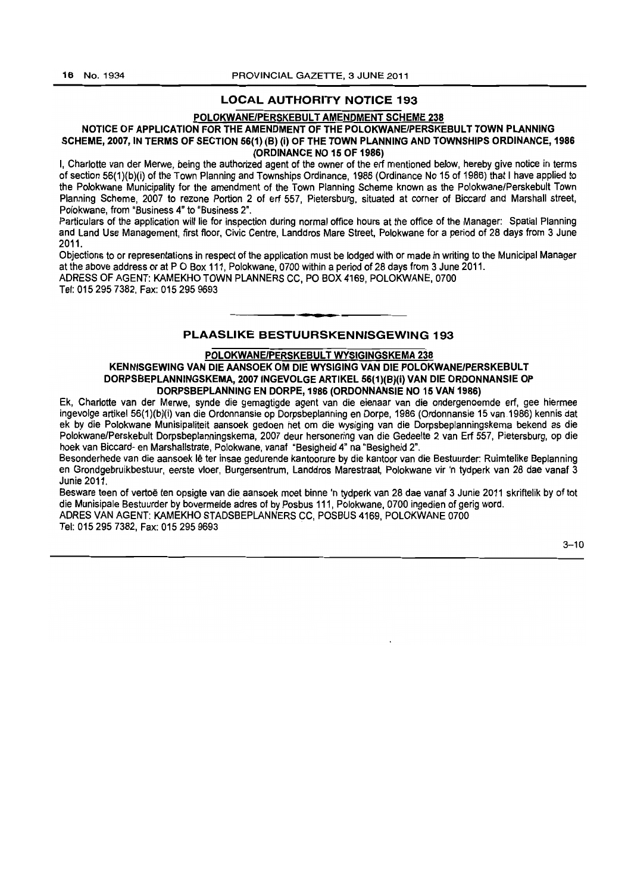## LOCAL AUTHORITY NOTICE 193

### POLOKWANE/PERSKEBULT AMENDMENT SCHEME 238

### NOTICE OF APPLICATION FOR THE AMENDMENT OF THE POLOKWANE/PERSKEBULT TOWN PLANNING SCHEME, 2007, IN TERMS OF SECTION 56(1) (B) (i) OF THE TOWN PLANNING AND TOWNSHIPS ORDINANCE, 1986 (ORDINANCE NO 15 OF 1986)

I, Charlotte van der Merwe, being the authorized agent of the owner of the erf mentioned below, hereby give notice in terms of section 56(1)(b)(i) of the Town Planning and Townships Ordinance, 1985 (Ordinance No 15 of 1986) that I have applied to the Polokwane Municipality for the amendment of the Town Planning Scheme known as the Polokwane/Perskebult Town Planning Scheme, 2007 to rezone Portion 2 of erf 557, Pietersburg, situated at corner of Biccard and Marshall street, Polokwane, from "Business 4" to "Business 2".

Particulars of the application will lie for inspection during normal office hours at the office of the Manager: Spatial Planning and Land Use Management, first floor, Civic Centre, Landdros Mare Street, Polokwane for a period of 28 days from 3 June 2011.

Objections to or representations in respect of the application must be lodged with or made in writing to the Municipal Manager at the above address or at P O Box 111, Polokwane, 0700 within a period of 28 days from 3 June 2011.

ADRESS OF AGENT: KAMEKHO TOWN PLANNERS CC, PO BOX 4169, POLOKWANE, 0700

Tel: 015 295 7382, Fax: 015 295 9693

## PLAASLIKE BESTUURSKENNISGEWING 193

### POLOKWANE/PERSKEBULT WYSIGINGSKEMA 238

### KENNISGEWING VAN DIE AANSOEK OM DIE WYSIGING VAN DIE POLOKWANE/PERSKEBULT DORPSBEPLANNINGSKEMA, 2007 INGEVOLGE ARTIKEL 56(1)(B)(i) VAN DIE ORDONNANSIE OP DORPSBEPLANNING EN DORPE, 1986 (ORDONNANSIE NO 15 VAN 1986)

Ek, Charlotte van der Merwe, synde die gemagtigde agent van die eienaar van die ondergenoemde erf, gee hiermee ingevolge artikel 56(1)(b)(i) van die Ordonnansie op Dorpsbeplanning en Dorpe, 1986 (Ordonnansie 15 van 1986) kennis dat ek by die Polokwane Munisipaliteit aansoek gedoen het om die wysiging van die Dorpsbeplanningskema bekend as die Polokwane/Perskebult Dorpsbeplanningskema, 2007 deur hersonering van die Gedeelte 2 van Erf 557, Pietersburg, op die hoek van Biccard- en Marshallstrate, Polokwane, vanaf "Besigheid 4" na "Besigheid 2".

Besonderhede van die aansoek lê ter insae gedurende kantoorure by die kantoor van die Bestuurder: Ruimtelike Beplanning en Grondgebruikbestuur, eerste vloer, Burgersentrum, Landdros Marestraat, Polokwane vir 'n tydperk van 28 dae vanaf 3 Junie 2011.

Besware teen of vertoë ten opsigte van die aansoek moet binne 'n tydperk van 28 dae vanaf 3 Junie 2011 skriftelik by of tot die Munisipale Bestuurder by bovermelde adres of by Posbus 111, Polokwane, 0700 ingedien of gerig word.

ADRES VAN AGENT: KAMEKHO STADSBEPLANNERS CC, POSBUS 4169, POLOKWANE 0700

Tel: 015 295 7382, Fax: 015 295 9693

3–10